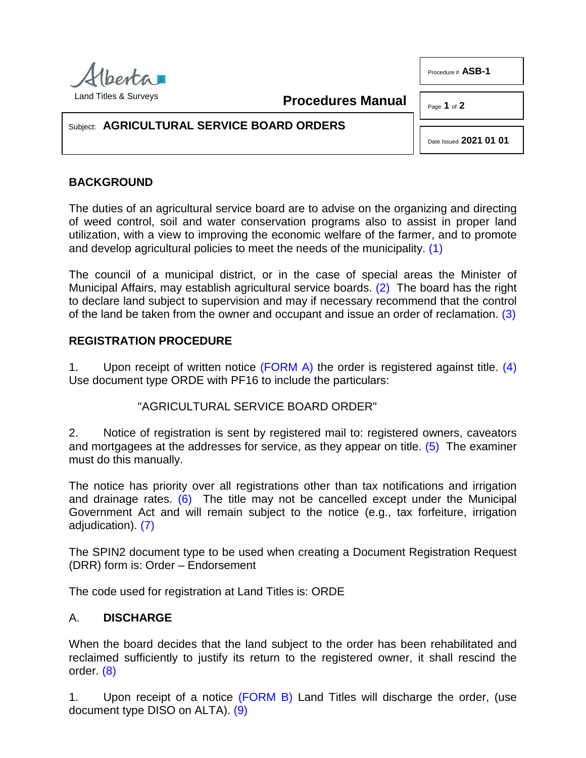Alberta
Land Titles & Surveys

**Procedures Manual**

Procedure # **ASB-1**

Date Issued **2021 01 01**

Subject: **AGRICULTURAL SERVICE BOARD ORDERS**

## BACKGROUND

The duties of an agricultural service board are to advise on the organizing and directing of weed control, soil and water conservation programs also to assist in proper land utilization, with a view to improving the economic welfare of the farmer, and to promote and develop agricultural policies to meet the needs of the municipality. (1)

The council of a municipal district, or in the case of special areas the Minister of Municipal Affairs, may establish agricultural service boards. (2) The board has the right to declare land subject to supervision and may if necessary recommend that the control of the land be taken from the owner and occupant and issue an order of reclamation. (3)

## REGISTRATION PROCEDURE

1. Upon receipt of written notice (FORM A) the order is registered against title. (4) Use document type ORDE with PF16 to include the particulars:

"AGRICULTURAL SERVICE BOARD ORDER"

2. Notice of registration is sent by registered mail to: registered owners, caveators and mortgagees at the addresses for service, as they appear on title. (5) The examiner must do this manually.

The notice has priority over all registrations other than tax notifications and irrigation and drainage rates. (6) The title may not be cancelled except under the Municipal Government Act and will remain subject to the notice (e.g., tax forfeiture, irrigation adjudication). (7)

The SPIN2 document type to be used when creating a Document Registration Request (DRR) form is: Order – Endorsement

The code used for registration at Land Titles is: ORDE

## A. DISCHARGE

When the board decides that the land subject to the order has been rehabilitated and reclaimed sufficiently to justify its return to the registered owner, it shall rescind the order. (8)

1. Upon receipt of a notice (FORM B) Land Titles will discharge the order, (use document type DISO on ALTA). (9)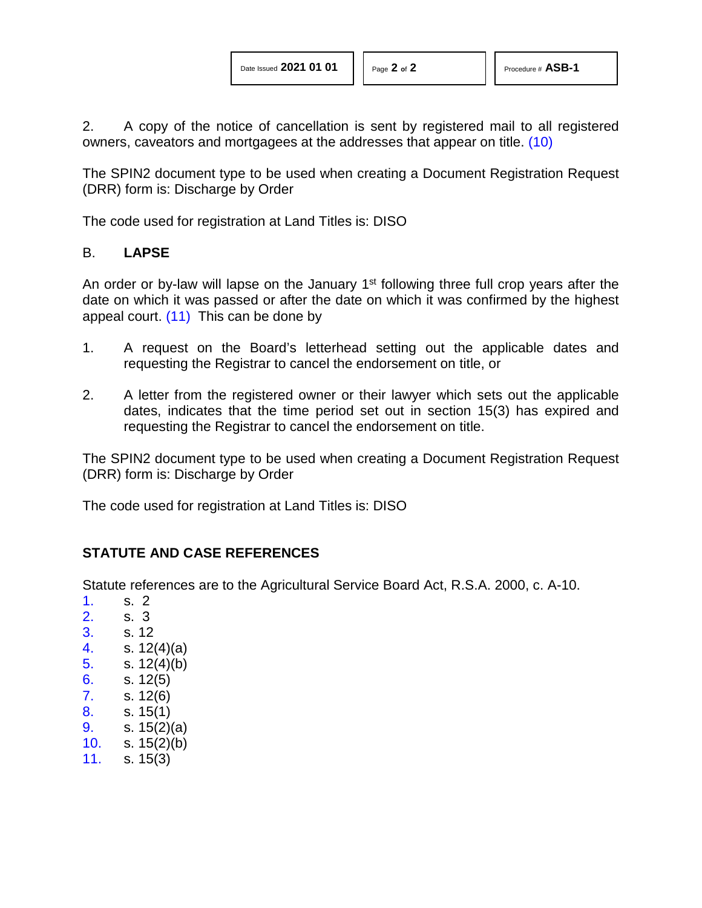2. A copy of the notice of cancellation is sent by registered mail to all registered owners, caveators and mortgagees at the addresses that appear on title. (10)

The SPIN2 document type to be used when creating a Document Registration Request (DRR) form is: Discharge by Order

The code used for registration at Land Titles is: DISO

## B. **LAPSE**

An order or by-law will lapse on the January 1st following three full crop years after the date on which it was passed or after the date on which it was confirmed by the highest appeal court. (11) This can be done by

1. A request on the Board's letterhead setting out the applicable dates and requesting the Registrar to cancel the endorsement on title, or

2. A letter from the registered owner or their lawyer which sets out the applicable dates, indicates that the time period set out in section 15(3) has expired and requesting the Registrar to cancel the endorsement on title.

The SPIN2 document type to be used when creating a Document Registration Request (DRR) form is: Discharge by Order

The code used for registration at Land Titles is: DISO

## STATUTE AND CASE REFERENCES

Statute references are to the Agricultural Service Board Act, R.S.A. 2000, c. A-10.

1. s. 2
2. s. 3
3. s. 12
4. s. 12(4)(a)
5. s. 12(4)(b)
6. s. 12(5)
7. s. 12(6)
8. s. 15(1)
9. s. 15(2)(a)
10. s. 15(2)(b)
11. s. 15(3)